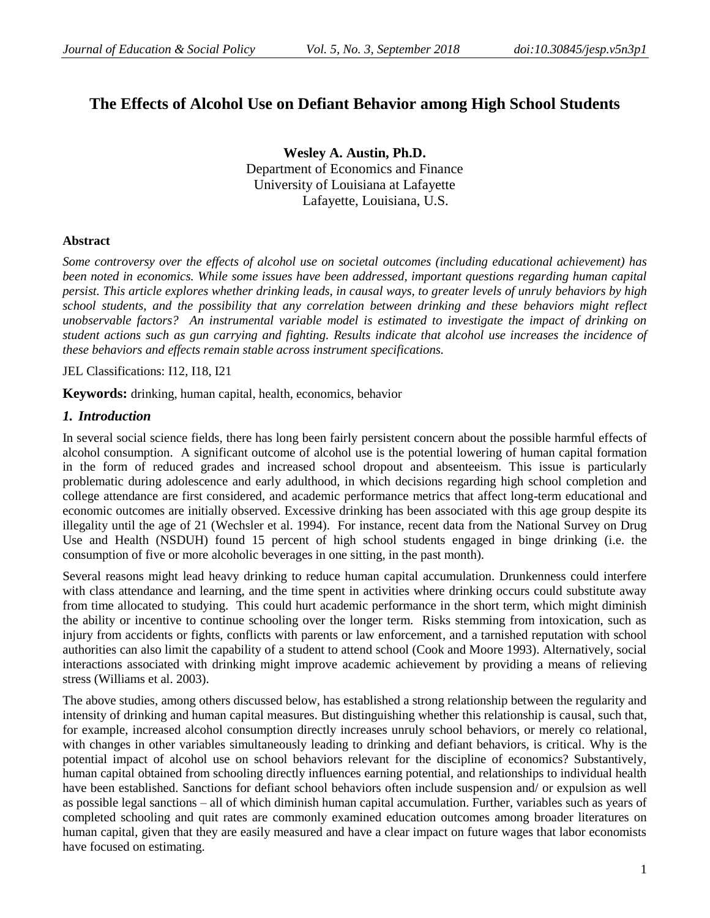# The Effects of Alcohol Use on Defiant Behavior among High School Students

**Wesley A. Austin, Ph.D.**
Department of Economics and Finance
University of Louisiana at Lafayette
Lafayette, Louisiana, U.S.

**Abstract**

*Some controversy over the effects of alcohol use on societal outcomes (including educational achievement) has been noted in economics. While some issues have been addressed, important questions regarding human capital persist. This article explores whether drinking leads, in causal ways, to greater levels of unruly behaviors by high school students, and the possibility that any correlation between drinking and these behaviors might reflect unobservable factors? An instrumental variable model is estimated to investigate the impact of drinking on student actions such as gun carrying and fighting. Results indicate that alcohol use increases the incidence of these behaviors and effects remain stable across instrument specifications.*

JEL Classifications: I12, I18, I21

**Keywords:** drinking, human capital, health, economics, behavior

## *1. Introduction*

In several social science fields, there has long been fairly persistent concern about the possible harmful effects of alcohol consumption. A significant outcome of alcohol use is the potential lowering of human capital formation in the form of reduced grades and increased school dropout and absenteeism. This issue is particularly problematic during adolescence and early adulthood, in which decisions regarding high school completion and college attendance are first considered, and academic performance metrics that affect long-term educational and economic outcomes are initially observed. Excessive drinking has been associated with this age group despite its illegality until the age of 21 (Wechsler et al. 1994). For instance, recent data from the National Survey on Drug Use and Health (NSDUH) found 15 percent of high school students engaged in binge drinking (i.e. the consumption of five or more alcoholic beverages in one sitting, in the past month).

Several reasons might lead heavy drinking to reduce human capital accumulation. Drunkenness could interfere with class attendance and learning, and the time spent in activities where drinking occurs could substitute away from time allocated to studying. This could hurt academic performance in the short term, which might diminish the ability or incentive to continue schooling over the longer term. Risks stemming from intoxication, such as injury from accidents or fights, conflicts with parents or law enforcement, and a tarnished reputation with school authorities can also limit the capability of a student to attend school (Cook and Moore 1993). Alternatively, social interactions associated with drinking might improve academic achievement by providing a means of relieving stress (Williams et al. 2003).

The above studies, among others discussed below, has established a strong relationship between the regularity and intensity of drinking and human capital measures. But distinguishing whether this relationship is causal, such that, for example, increased alcohol consumption directly increases unruly school behaviors, or merely co relational, with changes in other variables simultaneously leading to drinking and defiant behaviors, is critical. Why is the potential impact of alcohol use on school behaviors relevant for the discipline of economics? Substantively, human capital obtained from schooling directly influences earning potential, and relationships to individual health have been established. Sanctions for defiant school behaviors often include suspension and/ or expulsion as well as possible legal sanctions – all of which diminish human capital accumulation. Further, variables such as years of completed schooling and quit rates are commonly examined education outcomes among broader literatures on human capital, given that they are easily measured and have a clear impact on future wages that labor economists have focused on estimating.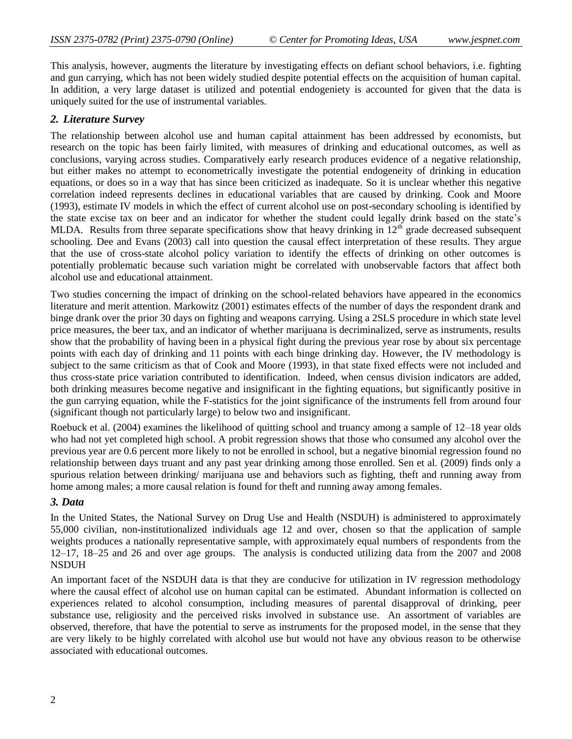This analysis, however, augments the literature by investigating effects on defiant school behaviors, i.e. fighting and gun carrying, which has not been widely studied despite potential effects on the acquisition of human capital. In addition, a very large dataset is utilized and potential endogeniety is accounted for given that the data is uniquely suited for the use of instrumental variables.

## *2. Literature Survey*

The relationship between alcohol use and human capital attainment has been addressed by economists, but research on the topic has been fairly limited, with measures of drinking and educational outcomes, as well as conclusions, varying across studies. Comparatively early research produces evidence of a negative relationship, but either makes no attempt to econometrically investigate the potential endogeneity of drinking in education equations, or does so in a way that has since been criticized as inadequate. So it is unclear whether this negative correlation indeed represents declines in educational variables that are caused by drinking. Cook and Moore (1993), estimate IV models in which the effect of current alcohol use on post-secondary schooling is identified by the state excise tax on beer and an indicator for whether the student could legally drink based on the state's MLDA. Results from three separate specifications show that heavy drinking in 12th grade decreased subsequent schooling. Dee and Evans (2003) call into question the causal effect interpretation of these results. They argue that the use of cross-state alcohol policy variation to identify the effects of drinking on other outcomes is potentially problematic because such variation might be correlated with unobservable factors that affect both alcohol use and educational attainment.

Two studies concerning the impact of drinking on the school-related behaviors have appeared in the economics literature and merit attention. Markowitz (2001) estimates effects of the number of days the respondent drank and binge drank over the prior 30 days on fighting and weapons carrying. Using a 2SLS procedure in which state level price measures, the beer tax, and an indicator of whether marijuana is decriminalized, serve as instruments, results show that the probability of having been in a physical fight during the previous year rose by about six percentage points with each day of drinking and 11 points with each binge drinking day. However, the IV methodology is subject to the same criticism as that of Cook and Moore (1993), in that state fixed effects were not included and thus cross-state price variation contributed to identification. Indeed, when census division indicators are added, both drinking measures become negative and insignificant in the fighting equations, but significantly positive in the gun carrying equation, while the F-statistics for the joint significance of the instruments fell from around four (significant though not particularly large) to below two and insignificant.

Roebuck et al. (2004) examines the likelihood of quitting school and truancy among a sample of 12–18 year olds who had not yet completed high school. A probit regression shows that those who consumed any alcohol over the previous year are 0.6 percent more likely to not be enrolled in school, but a negative binomial regression found no relationship between days truant and any past year drinking among those enrolled. Sen et al. (2009) finds only a spurious relation between drinking/ marijuana use and behaviors such as fighting, theft and running away from home among males; a more causal relation is found for theft and running away among females.

## *3. Data*

In the United States, the National Survey on Drug Use and Health (NSDUH) is administered to approximately 55,000 civilian, non-institutionalized individuals age 12 and over, chosen so that the application of sample weights produces a nationally representative sample, with approximately equal numbers of respondents from the 12–17, 18–25 and 26 and over age groups. The analysis is conducted utilizing data from the 2007 and 2008 NSDUH

An important facet of the NSDUH data is that they are conducive for utilization in IV regression methodology where the causal effect of alcohol use on human capital can be estimated. Abundant information is collected on experiences related to alcohol consumption, including measures of parental disapproval of drinking, peer substance use, religiosity and the perceived risks involved in substance use. An assortment of variables are observed, therefore, that have the potential to serve as instruments for the proposed model, in the sense that they are very likely to be highly correlated with alcohol use but would not have any obvious reason to be otherwise associated with educational outcomes.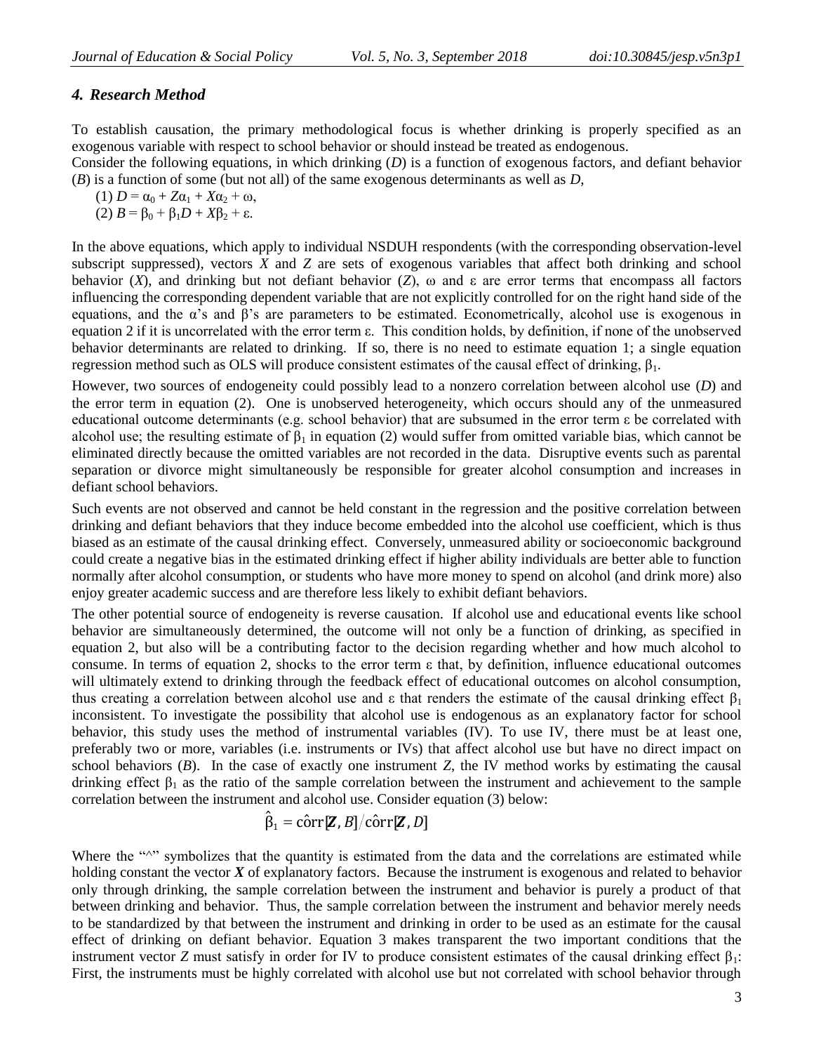### *4. Research Method*

To establish causation, the primary methodological focus is whether drinking is properly specified as an exogenous variable with respect to school behavior or should instead be treated as endogenous.

Consider the following equations, in which drinking ($D$) is a function of exogenous factors, and defiant behavior ($B$) is a function of some (but not all) of the same exogenous determinants as well as $D$,

(1) $D = \alpha_0 + Z\alpha_1 + X\alpha_2 + \omega$,

(2) $B = \beta_0 + \beta_1 D + X\beta_2 + \varepsilon$.

In the above equations, which apply to individual NSDUH respondents (with the corresponding observation-level subscript suppressed), vectors $X$ and $Z$ are sets of exogenous variables that affect both drinking and school behavior ($X$), and drinking but not defiant behavior ($Z$), $\omega$ and $\varepsilon$ are error terms that encompass all factors influencing the corresponding dependent variable that are not explicitly controlled for on the right hand side of the equations, and the $\alpha$'s and $\beta$'s are parameters to be estimated. Econometrically, alcohol use is exogenous in equation 2 if it is uncorrelated with the error term $\varepsilon$. This condition holds, by definition, if none of the unobserved behavior determinants are related to drinking. If so, there is no need to estimate equation 1; a single equation regression method such as OLS will produce consistent estimates of the causal effect of drinking, $\beta_1$.

However, two sources of endogeneity could possibly lead to a nonzero correlation between alcohol use ($D$) and the error term in equation (2). One is unobserved heterogeneity, which occurs should any of the unmeasured educational outcome determinants (e.g. school behavior) that are subsumed in the error term $\varepsilon$ be correlated with alcohol use; the resulting estimate of $\beta_1$ in equation (2) would suffer from omitted variable bias, which cannot be eliminated directly because the omitted variables are not recorded in the data. Disruptive events such as parental separation or divorce might simultaneously be responsible for greater alcohol consumption and increases in defiant school behaviors.

Such events are not observed and cannot be held constant in the regression and the positive correlation between drinking and defiant behaviors that they induce become embedded into the alcohol use coefficient, which is thus biased as an estimate of the causal drinking effect. Conversely, unmeasured ability or socioeconomic background could create a negative bias in the estimated drinking effect if higher ability individuals are better able to function normally after alcohol consumption, or students who have more money to spend on alcohol (and drink more) also enjoy greater academic success and are therefore less likely to exhibit defiant behaviors.

The other potential source of endogeneity is reverse causation. If alcohol use and educational events like school behavior are simultaneously determined, the outcome will not only be a function of drinking, as specified in equation 2, but also will be a contributing factor to the decision regarding whether and how much alcohol to consume. In terms of equation 2, shocks to the error term $\varepsilon$ that, by definition, influence educational outcomes will ultimately extend to drinking through the feedback effect of educational outcomes on alcohol consumption, thus creating a correlation between alcohol use and $\varepsilon$ that renders the estimate of the causal drinking effect $\beta_1$ inconsistent. To investigate the possibility that alcohol use is endogenous as an explanatory factor for school behavior, this study uses the method of instrumental variables (IV). To use IV, there must be at least one, preferably two or more, variables (i.e. instruments or IVs) that affect alcohol use but have no direct impact on school behaviors ($B$). In the case of exactly one instrument $Z$, the IV method works by estimating the causal drinking effect $\beta_1$ as the ratio of the sample correlation between the instrument and achievement to the sample correlation between the instrument and alcohol use. Consider equation (3) below:

$$\hat{\beta}_1 = \hat{\text{corr}}[\boldsymbol{Z}, B] / \hat{\text{corr}}[\boldsymbol{Z}, D]$$

Where the "^" symbolizes that the quantity is estimated from the data and the correlations are estimated while holding constant the vector $\boldsymbol{X}$ of explanatory factors. Because the instrument is exogenous and related to behavior only through drinking, the sample correlation between the instrument and behavior is purely a product of that between drinking and behavior. Thus, the sample correlation between the instrument and behavior merely needs to be standardized by that between the instrument and drinking in order to be used as an estimate for the causal effect of drinking on defiant behavior. Equation 3 makes transparent the two important conditions that the instrument vector $Z$ must satisfy in order for IV to produce consistent estimates of the causal drinking effect $\beta_1$: First, the instruments must be highly correlated with alcohol use but not correlated with school behavior through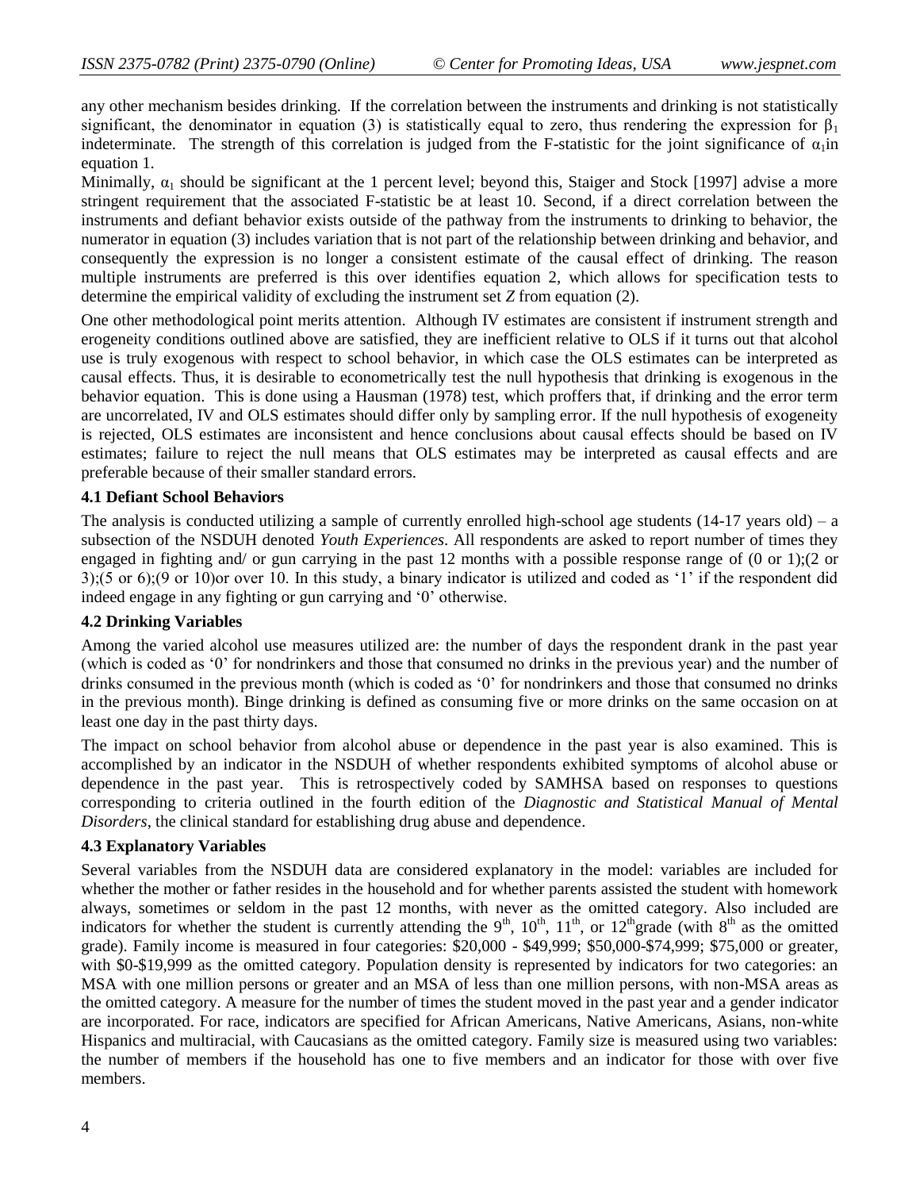any other mechanism besides drinking. If the correlation between the instruments and drinking is not statistically significant, the denominator in equation (3) is statistically equal to zero, thus rendering the expression for $\beta_1$ indeterminate. The strength of this correlation is judged from the F-statistic for the joint significance of $\alpha_1$in equation 1.

Minimally, $\alpha_1$ should be significant at the 1 percent level; beyond this, Staiger and Stock [1997] advise a more stringent requirement that the associated F-statistic be at least 10. Second, if a direct correlation between the instruments and defiant behavior exists outside of the pathway from the instruments to drinking to behavior, the numerator in equation (3) includes variation that is not part of the relationship between drinking and behavior, and consequently the expression is no longer a consistent estimate of the causal effect of drinking. The reason multiple instruments are preferred is this over identifies equation 2, which allows for specification tests to determine the empirical validity of excluding the instrument set *Z* from equation (2).

One other methodological point merits attention. Although IV estimates are consistent if instrument strength and erogeneity conditions outlined above are satisfied, they are inefficient relative to OLS if it turns out that alcohol use is truly exogenous with respect to school behavior, in which case the OLS estimates can be interpreted as causal effects. Thus, it is desirable to econometrically test the null hypothesis that drinking is exogenous in the behavior equation. This is done using a Hausman (1978) test, which proffers that, if drinking and the error term are uncorrelated, IV and OLS estimates should differ only by sampling error. If the null hypothesis of exogeneity is rejected, OLS estimates are inconsistent and hence conclusions about causal effects should be based on IV estimates; failure to reject the null means that OLS estimates may be interpreted as causal effects and are preferable because of their smaller standard errors.

### 4.1 Defiant School Behaviors

The analysis is conducted utilizing a sample of currently enrolled high-school age students (14-17 years old) – a subsection of the NSDUH denoted *Youth Experiences*. All respondents are asked to report number of times they engaged in fighting and/ or gun carrying in the past 12 months with a possible response range of (0 or 1);(2 or 3);(5 or 6);(9 or 10)or over 10. In this study, a binary indicator is utilized and coded as '1' if the respondent did indeed engage in any fighting or gun carrying and '0' otherwise.

### 4.2 Drinking Variables

Among the varied alcohol use measures utilized are: the number of days the respondent drank in the past year (which is coded as '0' for nondrinkers and those that consumed no drinks in the previous year) and the number of drinks consumed in the previous month (which is coded as '0' for nondrinkers and those that consumed no drinks in the previous month). Binge drinking is defined as consuming five or more drinks on the same occasion on at least one day in the past thirty days.

The impact on school behavior from alcohol abuse or dependence in the past year is also examined. This is accomplished by an indicator in the NSDUH of whether respondents exhibited symptoms of alcohol abuse or dependence in the past year. This is retrospectively coded by SAMHSA based on responses to questions corresponding to criteria outlined in the fourth edition of the *Diagnostic and Statistical Manual of Mental Disorders*, the clinical standard for establishing drug abuse and dependence.

### 4.3 Explanatory Variables

Several variables from the NSDUH data are considered explanatory in the model: variables are included for whether the mother or father resides in the household and for whether parents assisted the student with homework always, sometimes or seldom in the past 12 months, with never as the omitted category. Also included are indicators for whether the student is currently attending the 9th, 10th, 11th, or 12thgrade (with 8th as the omitted grade). Family income is measured in four categories: \$20,000 - \$49,999; \$50,000-\$74,999; \$75,000 or greater, with \$0-\$19,999 as the omitted category. Population density is represented by indicators for two categories: an MSA with one million persons or greater and an MSA of less than one million persons, with non-MSA areas as the omitted category. A measure for the number of times the student moved in the past year and a gender indicator are incorporated. For race, indicators are specified for African Americans, Native Americans, Asians, non-white Hispanics and multiracial, with Caucasians as the omitted category. Family size is measured using two variables: the number of members if the household has one to five members and an indicator for those with over five members.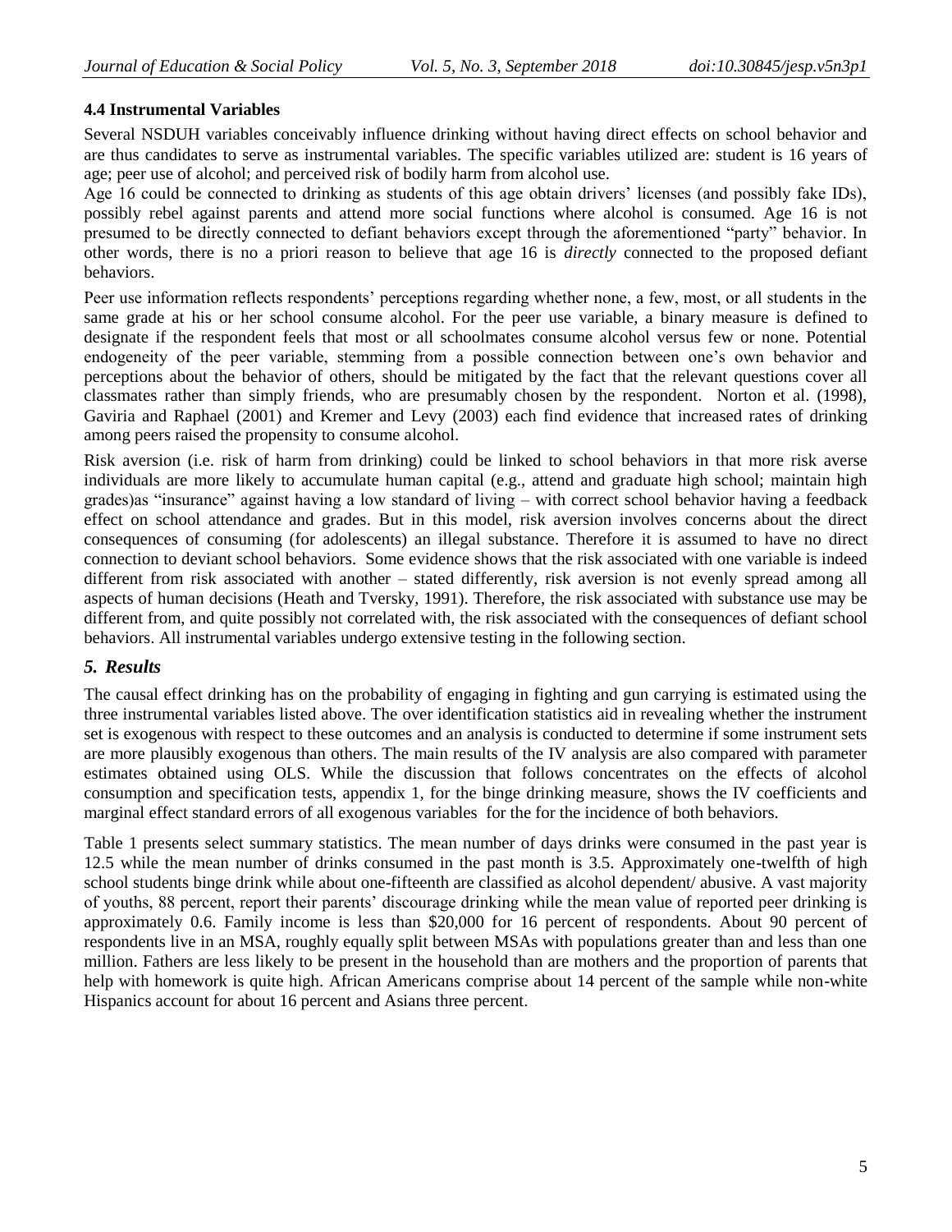### 4.4 Instrumental Variables

Several NSDUH variables conceivably influence drinking without having direct effects on school behavior and are thus candidates to serve as instrumental variables. The specific variables utilized are: student is 16 years of age; peer use of alcohol; and perceived risk of bodily harm from alcohol use.

Age 16 could be connected to drinking as students of this age obtain drivers' licenses (and possibly fake IDs), possibly rebel against parents and attend more social functions where alcohol is consumed. Age 16 is not presumed to be directly connected to defiant behaviors except through the aforementioned "party" behavior. In other words, there is no a priori reason to believe that age 16 is *directly* connected to the proposed defiant behaviors.

Peer use information reflects respondents' perceptions regarding whether none, a few, most, or all students in the same grade at his or her school consume alcohol. For the peer use variable, a binary measure is defined to designate if the respondent feels that most or all schoolmates consume alcohol versus few or none. Potential endogeneity of the peer variable, stemming from a possible connection between one's own behavior and perceptions about the behavior of others, should be mitigated by the fact that the relevant questions cover all classmates rather than simply friends, who are presumably chosen by the respondent. Norton et al. (1998), Gaviria and Raphael (2001) and Kremer and Levy (2003) each find evidence that increased rates of drinking among peers raised the propensity to consume alcohol.

Risk aversion (i.e. risk of harm from drinking) could be linked to school behaviors in that more risk averse individuals are more likely to accumulate human capital (e.g., attend and graduate high school; maintain high grades)as "insurance" against having a low standard of living – with correct school behavior having a feedback effect on school attendance and grades. But in this model, risk aversion involves concerns about the direct consequences of consuming (for adolescents) an illegal substance. Therefore it is assumed to have no direct connection to deviant school behaviors. Some evidence shows that the risk associated with one variable is indeed different from risk associated with another – stated differently, risk aversion is not evenly spread among all aspects of human decisions (Heath and Tversky, 1991). Therefore, the risk associated with substance use may be different from, and quite possibly not correlated with, the risk associated with the consequences of defiant school behaviors. All instrumental variables undergo extensive testing in the following section.

## *5. Results*

The causal effect drinking has on the probability of engaging in fighting and gun carrying is estimated using the three instrumental variables listed above. The over identification statistics aid in revealing whether the instrument set is exogenous with respect to these outcomes and an analysis is conducted to determine if some instrument sets are more plausibly exogenous than others. The main results of the IV analysis are also compared with parameter estimates obtained using OLS. While the discussion that follows concentrates on the effects of alcohol consumption and specification tests, appendix 1, for the binge drinking measure, shows the IV coefficients and marginal effect standard errors of all exogenous variables for the for the incidence of both behaviors.

Table 1 presents select summary statistics. The mean number of days drinks were consumed in the past year is 12.5 while the mean number of drinks consumed in the past month is 3.5. Approximately one-twelfth of high school students binge drink while about one-fifteenth are classified as alcohol dependent/ abusive. A vast majority of youths, 88 percent, report their parents' discourage drinking while the mean value of reported peer drinking is approximately 0.6. Family income is less than $20,000 for 16 percent of respondents. About 90 percent of respondents live in an MSA, roughly equally split between MSAs with populations greater than and less than one million. Fathers are less likely to be present in the household than are mothers and the proportion of parents that help with homework is quite high. African Americans comprise about 14 percent of the sample while non-white Hispanics account for about 16 percent and Asians three percent.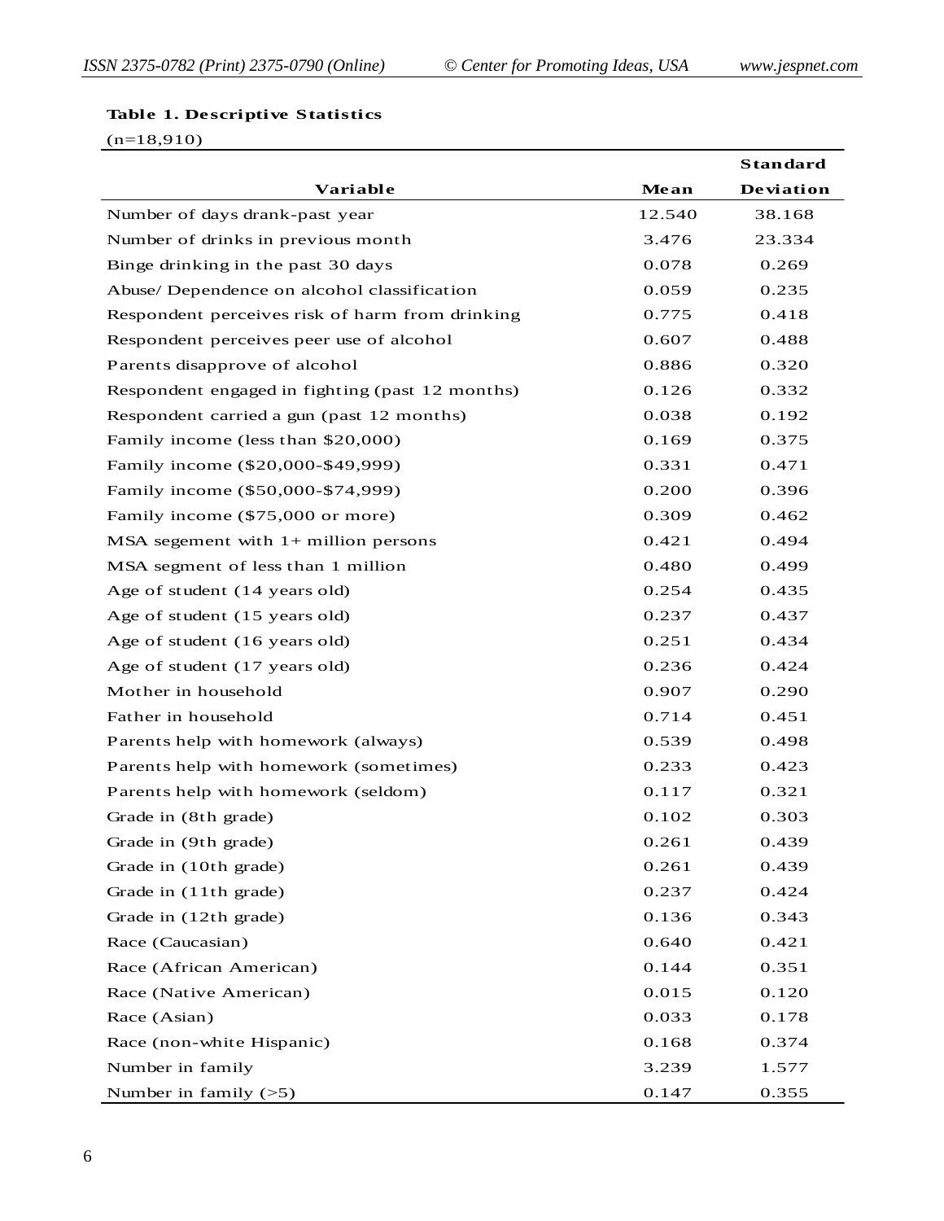**Table 1. Descriptive Statistics**

(n=18,910)

| Variable | Mean | Standard Deviation |
|---|---|---|
| Number of days drank-past year | 12.540 | 38.168 |
| Number of drinks in previous month | 3.476 | 23.334 |
| Binge drinking in the past 30 days | 0.078 | 0.269 |
| Abuse/ Dependence on alcohol classification | 0.059 | 0.235 |
| Respondent perceives risk of harm from drinking | 0.775 | 0.418 |
| Respondent perceives peer use of alcohol | 0.607 | 0.488 |
| Parents disapprove of alcohol | 0.886 | 0.320 |
| Respondent engaged in fighting (past 12 months) | 0.126 | 0.332 |
| Respondent carried a gun (past 12 months) | 0.038 | 0.192 |
| Family income (less than $20,000) | 0.169 | 0.375 |
| Family income ($20,000-$49,999) | 0.331 | 0.471 |
| Family income ($50,000-$74,999) | 0.200 | 0.396 |
| Family income ($75,000 or more) | 0.309 | 0.462 |
| MSA segement with 1+ million persons | 0.421 | 0.494 |
| MSA segment of less than 1 million | 0.480 | 0.499 |
| Age of student (14 years old) | 0.254 | 0.435 |
| Age of student (15 years old) | 0.237 | 0.437 |
| Age of student (16 years old) | 0.251 | 0.434 |
| Age of student (17 years old) | 0.236 | 0.424 |
| Mother in household | 0.907 | 0.290 |
| Father in household | 0.714 | 0.451 |
| Parents help with homework (always) | 0.539 | 0.498 |
| Parents help with homework (sometimes) | 0.233 | 0.423 |
| Parents help with homework (seldom) | 0.117 | 0.321 |
| Grade in (8th grade) | 0.102 | 0.303 |
| Grade in (9th grade) | 0.261 | 0.439 |
| Grade in (10th grade) | 0.261 | 0.439 |
| Grade in (11th grade) | 0.237 | 0.424 |
| Grade in (12th grade) | 0.136 | 0.343 |
| Race (Caucasian) | 0.640 | 0.421 |
| Race (African American) | 0.144 | 0.351 |
| Race (Native American) | 0.015 | 0.120 |
| Race (Asian) | 0.033 | 0.178 |
| Race (non-white Hispanic) | 0.168 | 0.374 |
| Number in family | 3.239 | 1.577 |
| Number in family (>5) | 0.147 | 0.355 |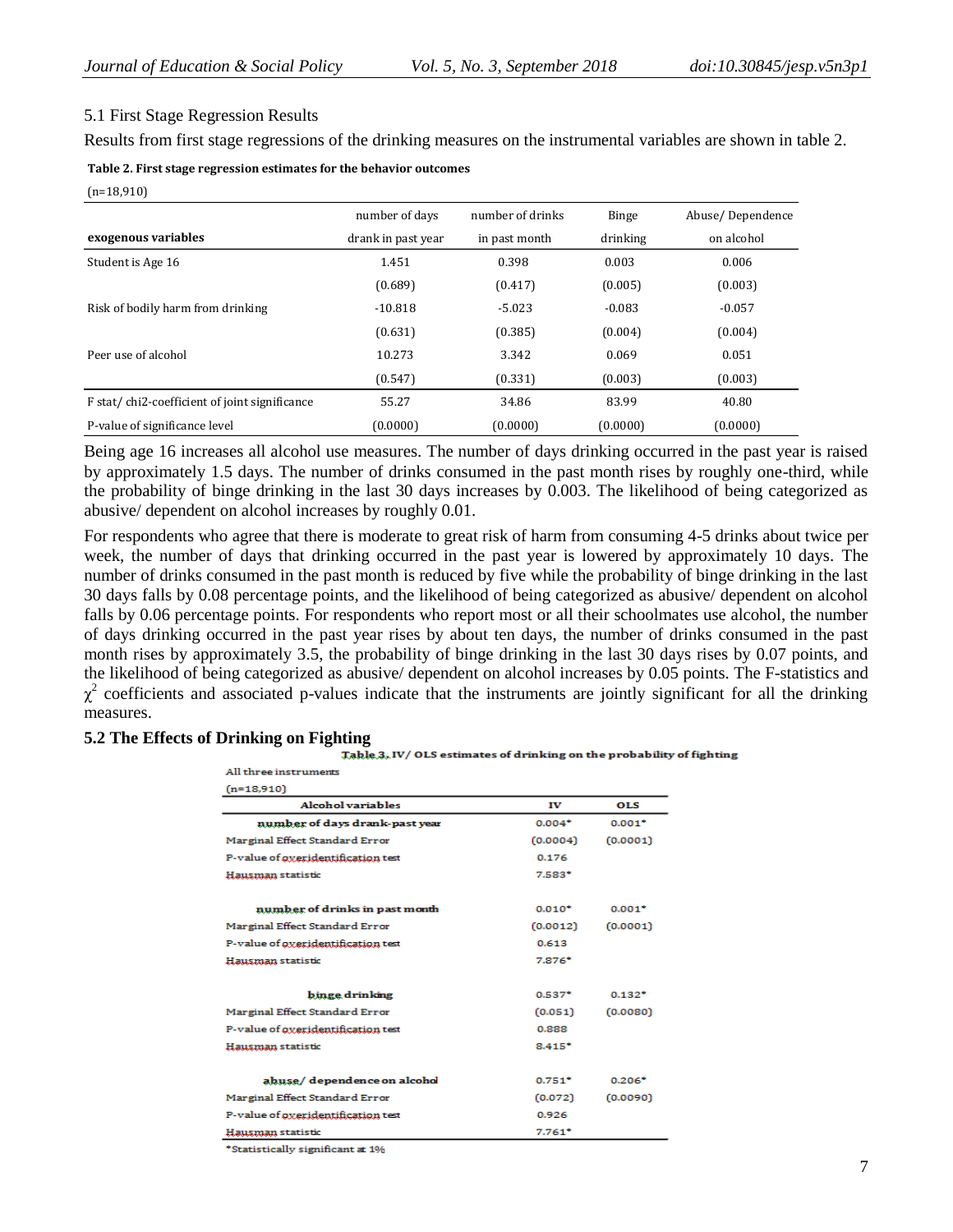5.1 First Stage Regression Results

Results from first stage regressions of the drinking measures on the instrumental variables are shown in table 2.

**Table 2. First stage regression estimates for the behavior outcomes**

(n=18,910)

| exogenous variables | number of days drank in past year | number of drinks in past month | Binge drinking | Abuse/ Dependence on alcohol |
|---|---|---|---|---|
| Student is Age 16 | 1.451 | 0.398 | 0.003 | 0.006 |
| | (0.689) | (0.417) | (0.005) | (0.003) |
| Risk of bodily harm from drinking | -10.818 | -5.023 | -0.083 | -0.057 |
| | (0.631) | (0.385) | (0.004) | (0.004) |
| Peer use of alcohol | 10.273 | 3.342 | 0.069 | 0.051 |
| | (0.547) | (0.331) | (0.003) | (0.003) |
| F stat/ chi2-coefficient of joint significance | 55.27 | 34.86 | 83.99 | 40.80 |
| P-value of significance level | (0.0000) | (0.0000) | (0.0000) | (0.0000) |

Being age 16 increases all alcohol use measures. The number of days drinking occurred in the past year is raised by approximately 1.5 days. The number of drinks consumed in the past month rises by roughly one-third, while the probability of binge drinking in the last 30 days increases by 0.003. The likelihood of being categorized as abusive/ dependent on alcohol increases by roughly 0.01.

For respondents who agree that there is moderate to great risk of harm from consuming 4-5 drinks about twice per week, the number of days that drinking occurred in the past year is lowered by approximately 10 days. The number of drinks consumed in the past month is reduced by five while the probability of binge drinking in the last 30 days falls by 0.08 percentage points, and the likelihood of being categorized as abusive/ dependent on alcohol falls by 0.06 percentage points. For respondents who report most or all their schoolmates use alcohol, the number of days drinking occurred in the past year rises by about ten days, the number of drinks consumed in the past month rises by approximately 3.5, the probability of binge drinking in the last 30 days rises by 0.07 points, and the likelihood of being categorized as abusive/ dependent on alcohol increases by 0.05 points. The F-statistics and $\chi^2$ coefficients and associated p-values indicate that the instruments are jointly significant for all the drinking measures.

### 5.2 The Effects of Drinking on Fighting

**Table 3. IV/ OLS estimates of drinking on the probability of fighting**

All three instruments

(n=18,910)

| Alcohol variables | IV | OLS |
|---|---|---|
| **number of days drank-past year** | 0.004* | 0.001* |
| Marginal Effect Standard Error | (0.0004) | (0.0001) |
| P-value of overidentification test | 0.176 | |
| Hausman statistic | 7.583* | |
| **number of drinks in past month** | 0.010* | 0.001* |
| Marginal Effect Standard Error | (0.0012) | (0.0001) |
| P-value of overidentification test | 0.613 | |
| Hausman statistic | 7.876* | |
| **binge drinking** | 0.537* | 0.132* |
| Marginal Effect Standard Error | (0.051) | (0.0080) |
| P-value of overidentification test | 0.888 | |
| Hausman statistic | 8.415* | |
| **abuse/ dependence on alcohol** | 0.751* | 0.206* |
| Marginal Effect Standard Error | (0.072) | (0.0090) |
| P-value of overidentification test | 0.926 | |
| Hausman statistic | 7.761* | |

*Statistically significant at 1%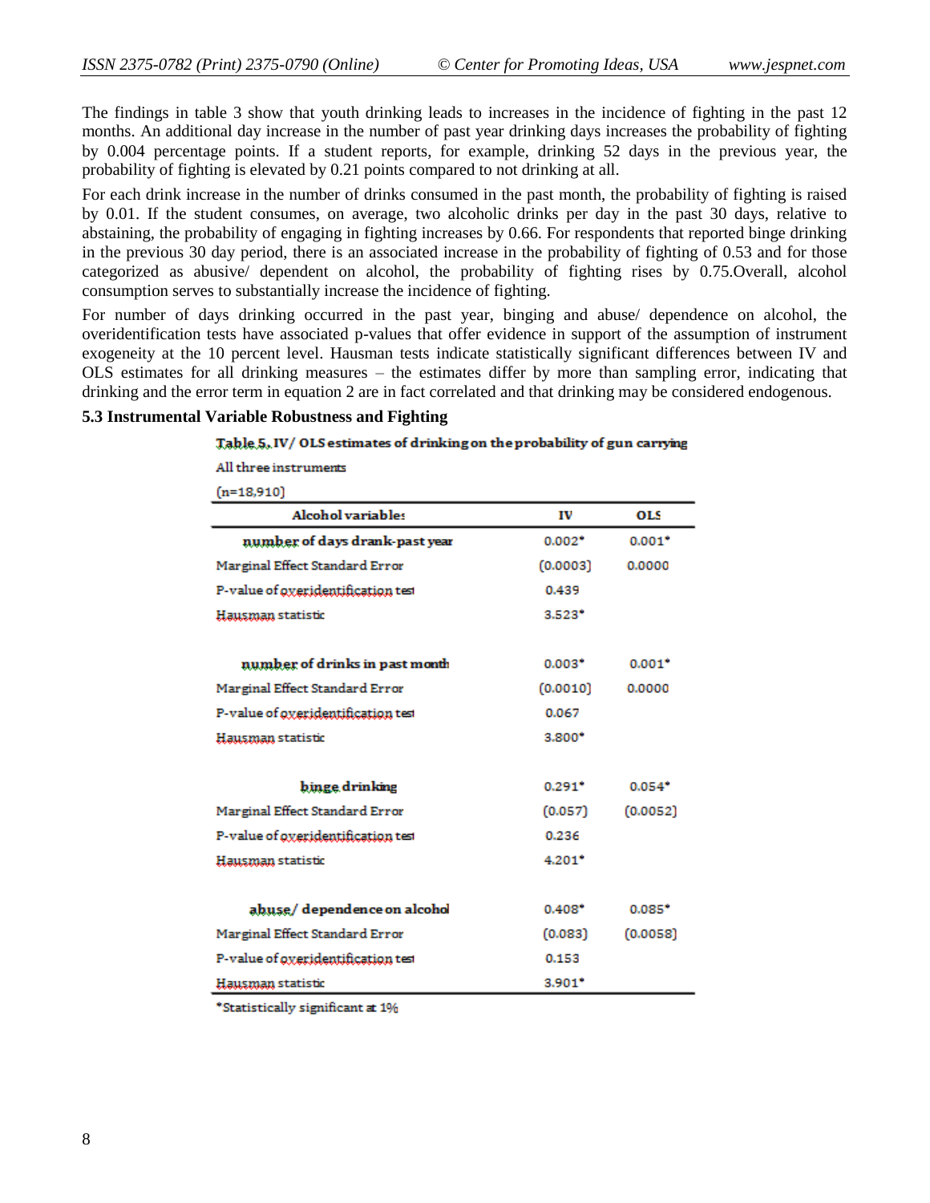The findings in table 3 show that youth drinking leads to increases in the incidence of fighting in the past 12 months. An additional day increase in the number of past year drinking days increases the probability of fighting by 0.004 percentage points. If a student reports, for example, drinking 52 days in the previous year, the probability of fighting is elevated by 0.21 points compared to not drinking at all.

For each drink increase in the number of drinks consumed in the past month, the probability of fighting is raised by 0.01. If the student consumes, on average, two alcoholic drinks per day in the past 30 days, relative to abstaining, the probability of engaging in fighting increases by 0.66. For respondents that reported binge drinking in the previous 30 day period, there is an associated increase in the probability of fighting of 0.53 and for those categorized as abusive/ dependent on alcohol, the probability of fighting rises by 0.75.Overall, alcohol consumption serves to substantially increase the incidence of fighting.

For number of days drinking occurred in the past year, binging and abuse/ dependence on alcohol, the overidentification tests have associated p-values that offer evidence in support of the assumption of instrument exogeneity at the 10 percent level. Hausman tests indicate statistically significant differences between IV and OLS estimates for all drinking measures – the estimates differ by more than sampling error, indicating that drinking and the error term in equation 2 are in fact correlated and that drinking may be considered endogenous.

### 5.3 Instrumental Variable Robustness and Fighting

**Table 5. IV/ OLS estimates of drinking on the probability of gun carrying**

All three instruments

(n=18,910)

| Alcohol variables | IV | OLS |
|---|---|---|
| **number of days drank-past year** | 0.002* | 0.001* |
| Marginal Effect Standard Error | (0.0003) | 0.0000 |
| P-value of overidentification test | 0.439 | |
| Hausman statistic | 3.523* | |
| | | |
| **number of drinks in past month** | 0.003* | 0.001* |
| Marginal Effect Standard Error | (0.0010) | 0.0000 |
| P-value of overidentification test | 0.067 | |
| Hausman statistic | 3.800* | |
| | | |
| **binge drinking** | 0.291* | 0.054* |
| Marginal Effect Standard Error | (0.057) | (0.0052) |
| P-value of overidentification test | 0.236 | |
| Hausman statistic | 4.201* | |
| | | |
| **abuse/ dependence on alcohol** | 0.408* | 0.085* |
| Marginal Effect Standard Error | (0.083) | (0.0058) |
| P-value of overidentification test | 0.153 | |
| Hausman statistic | 3.901* | |

*Statistically significant at 1%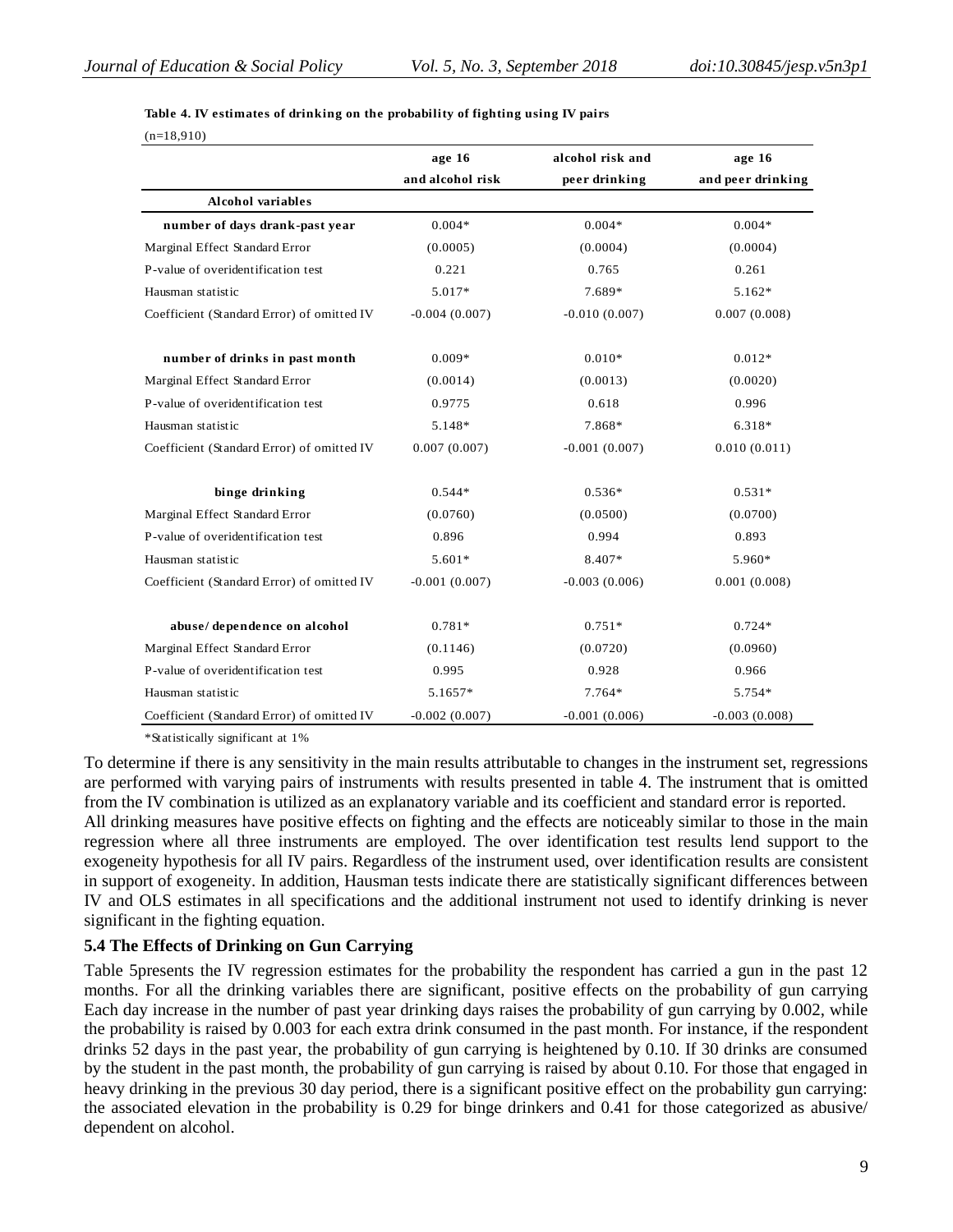**Table 4. IV estimates of drinking on the probability of fighting using IV pairs**

(n=18,910)

| | age 16 and alcohol risk | alcohol risk and peer drinking | age 16 and peer drinking |
|---|---|---|---|
| **Alcohol variables** | | | |
| **number of days drank-past year** | 0.004* | 0.004* | 0.004* |
| Marginal Effect Standard Error | (0.0005) | (0.0004) | (0.0004) |
| P-value of overidentification test | 0.221 | 0.765 | 0.261 |
| Hausman statistic | 5.017* | 7.689* | 5.162* |
| Coefficient (Standard Error) of omitted IV | -0.004 (0.007) | -0.010 (0.007) | 0.007 (0.008) |
| **number of drinks in past month** | 0.009* | 0.010* | 0.012* |
| Marginal Effect Standard Error | (0.0014) | (0.0013) | (0.0020) |
| P-value of overidentification test | 0.9775 | 0.618 | 0.996 |
| Hausman statistic | 5.148* | 7.868* | 6.318* |
| Coefficient (Standard Error) of omitted IV | 0.007 (0.007) | -0.001 (0.007) | 0.010 (0.011) |
| **binge drinking** | 0.544* | 0.536* | 0.531* |
| Marginal Effect Standard Error | (0.0760) | (0.0500) | (0.0700) |
| P-value of overidentification test | 0.896 | 0.994 | 0.893 |
| Hausman statistic | 5.601* | 8.407* | 5.960* |
| Coefficient (Standard Error) of omitted IV | -0.001 (0.007) | -0.003 (0.006) | 0.001 (0.008) |
| **abuse/ dependence on alcohol** | 0.781* | 0.751* | 0.724* |
| Marginal Effect Standard Error | (0.1146) | (0.0720) | (0.0960) |
| P-value of overidentification test | 0.995 | 0.928 | 0.966 |
| Hausman statistic | 5.1657* | 7.764* | 5.754* |
| Coefficient (Standard Error) of omitted IV | -0.002 (0.007) | -0.001 (0.006) | -0.003 (0.008) |

*Statistically significant at 1%

To determine if there is any sensitivity in the main results attributable to changes in the instrument set, regressions are performed with varying pairs of instruments with results presented in table 4. The instrument that is omitted from the IV combination is utilized as an explanatory variable and its coefficient and standard error is reported.
All drinking measures have positive effects on fighting and the effects are noticeably similar to those in the main regression where all three instruments are employed. The over identification test results lend support to the exogeneity hypothesis for all IV pairs. Regardless of the instrument used, over identification results are consistent in support of exogeneity. In addition, Hausman tests indicate there are statistically significant differences between IV and OLS estimates in all specifications and the additional instrument not used to identify drinking is never significant in the fighting equation.

### 5.4 The Effects of Drinking on Gun Carrying

Table 5presents the IV regression estimates for the probability the respondent has carried a gun in the past 12 months. For all the drinking variables there are significant, positive effects on the probability of gun carrying Each day increase in the number of past year drinking days raises the probability of gun carrying by 0.002, while the probability is raised by 0.003 for each extra drink consumed in the past month. For instance, if the respondent drinks 52 days in the past year, the probability of gun carrying is heightened by 0.10. If 30 drinks are consumed by the student in the past month, the probability of gun carrying is raised by about 0.10. For those that engaged in heavy drinking in the previous 30 day period, there is a significant positive effect on the probability gun carrying: the associated elevation in the probability is 0.29 for binge drinkers and 0.41 for those categorized as abusive/ dependent on alcohol.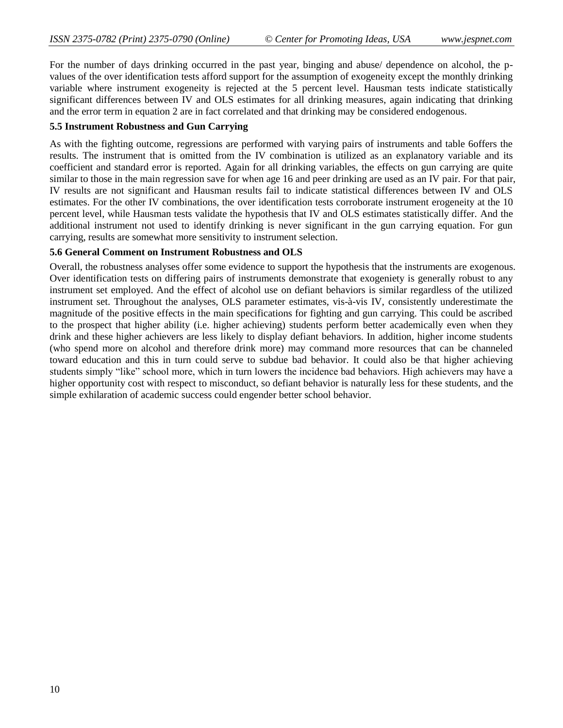For the number of days drinking occurred in the past year, binging and abuse/ dependence on alcohol, the p-values of the over identification tests afford support for the assumption of exogeneity except the monthly drinking variable where instrument exogeneity is rejected at the 5 percent level. Hausman tests indicate statistically significant differences between IV and OLS estimates for all drinking measures, again indicating that drinking and the error term in equation 2 are in fact correlated and that drinking may be considered endogenous.

### 5.5 Instrument Robustness and Gun Carrying

As with the fighting outcome, regressions are performed with varying pairs of instruments and table 6offers the results. The instrument that is omitted from the IV combination is utilized as an explanatory variable and its coefficient and standard error is reported. Again for all drinking variables, the effects on gun carrying are quite similar to those in the main regression save for when age 16 and peer drinking are used as an IV pair. For that pair, IV results are not significant and Hausman results fail to indicate statistical differences between IV and OLS estimates. For the other IV combinations, the over identification tests corroborate instrument erogeneity at the 10 percent level, while Hausman tests validate the hypothesis that IV and OLS estimates statistically differ. And the additional instrument not used to identify drinking is never significant in the gun carrying equation. For gun carrying, results are somewhat more sensitivity to instrument selection.

### 5.6 General Comment on Instrument Robustness and OLS

Overall, the robustness analyses offer some evidence to support the hypothesis that the instruments are exogenous. Over identification tests on differing pairs of instruments demonstrate that exogeniety is generally robust to any instrument set employed. And the effect of alcohol use on defiant behaviors is similar regardless of the utilized instrument set. Throughout the analyses, OLS parameter estimates, vis-à-vis IV, consistently underestimate the magnitude of the positive effects in the main specifications for fighting and gun carrying. This could be ascribed to the prospect that higher ability (i.e. higher achieving) students perform better academically even when they drink and these higher achievers are less likely to display defiant behaviors. In addition, higher income students (who spend more on alcohol and therefore drink more) may command more resources that can be channeled toward education and this in turn could serve to subdue bad behavior. It could also be that higher achieving students simply "like" school more, which in turn lowers the incidence bad behaviors. High achievers may have a higher opportunity cost with respect to misconduct, so defiant behavior is naturally less for these students, and the simple exhilaration of academic success could engender better school behavior.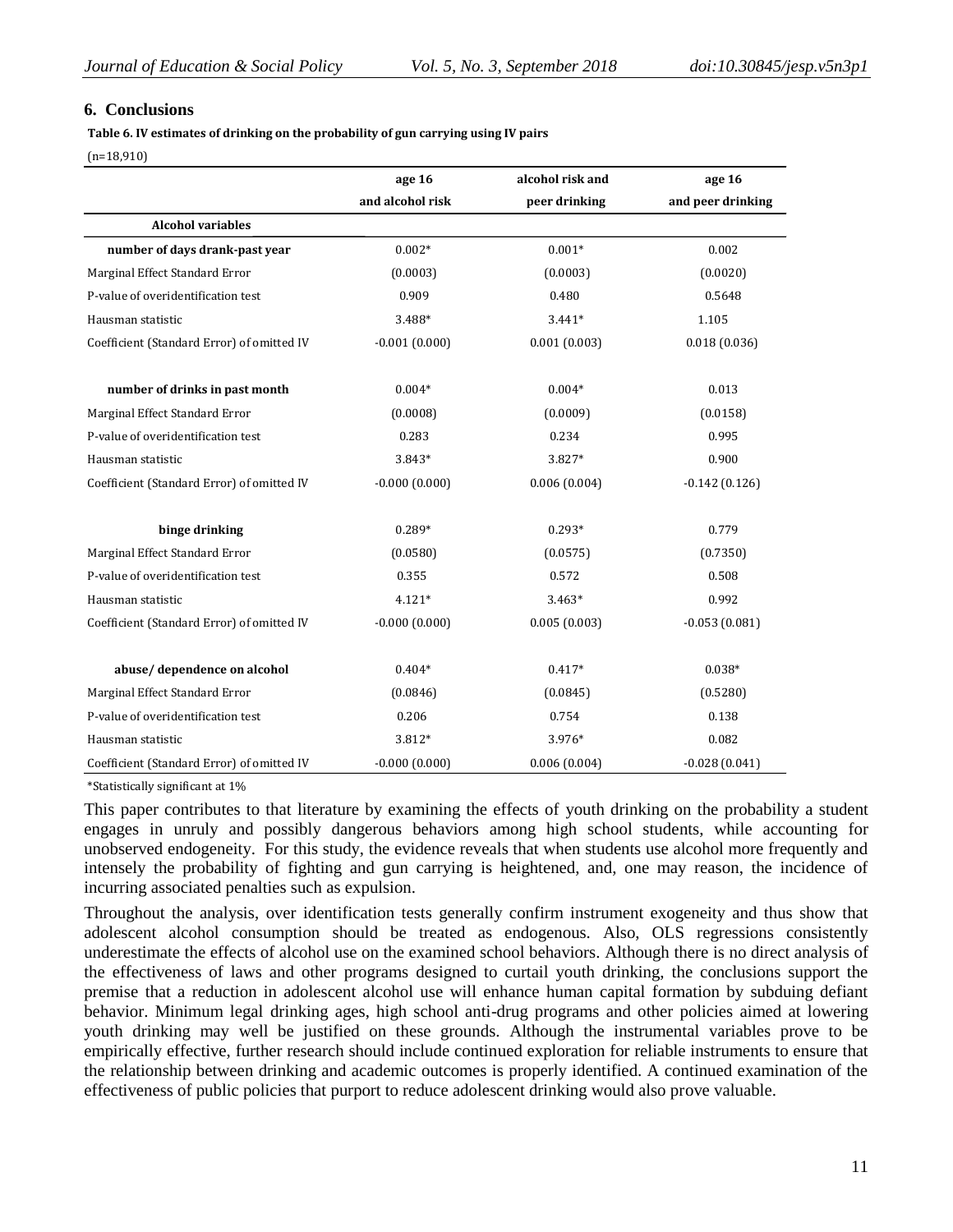## 6. Conclusions

**Table 6. IV estimates of drinking on the probability of gun carrying using IV pairs**

(n=18,910)

| | age 16 and alcohol risk | alcohol risk and peer drinking | age 16 and peer drinking |
|---|---|---|---|
| **Alcohol variables** | | | |
| **number of days drank-past year** | 0.002* | 0.001* | 0.002 |
| Marginal Effect Standard Error | (0.0003) | (0.0003) | (0.0020) |
| P-value of overidentification test | 0.909 | 0.480 | 0.5648 |
| Hausman statistic | 3.488* | 3.441* | 1.105 |
| Coefficient (Standard Error) of omitted IV | -0.001 (0.000) | 0.001 (0.003) | 0.018 (0.036) |
| **number of drinks in past month** | 0.004* | 0.004* | 0.013 |
| Marginal Effect Standard Error | (0.0008) | (0.0009) | (0.0158) |
| P-value of overidentification test | 0.283 | 0.234 | 0.995 |
| Hausman statistic | 3.843* | 3.827* | 0.900 |
| Coefficient (Standard Error) of omitted IV | -0.000 (0.000) | 0.006 (0.004) | -0.142 (0.126) |
| **binge drinking** | 0.289* | 0.293* | 0.779 |
| Marginal Effect Standard Error | (0.0580) | (0.0575) | (0.7350) |
| P-value of overidentification test | 0.355 | 0.572 | 0.508 |
| Hausman statistic | 4.121* | 3.463* | 0.992 |
| Coefficient (Standard Error) of omitted IV | -0.000 (0.000) | 0.005 (0.003) | -0.053 (0.081) |
| **abuse/ dependence on alcohol** | 0.404* | 0.417* | 0.038* |
| Marginal Effect Standard Error | (0.0846) | (0.0845) | (0.5280) |
| P-value of overidentification test | 0.206 | 0.754 | 0.138 |
| Hausman statistic | 3.812* | 3.976* | 0.082 |
| Coefficient (Standard Error) of omitted IV | -0.000 (0.000) | 0.006 (0.004) | -0.028 (0.041) |

*Statistically significant at 1%

This paper contributes to that literature by examining the effects of youth drinking on the probability a student engages in unruly and possibly dangerous behaviors among high school students, while accounting for unobserved endogeneity. For this study, the evidence reveals that when students use alcohol more frequently and intensely the probability of fighting and gun carrying is heightened, and, one may reason, the incidence of incurring associated penalties such as expulsion.

Throughout the analysis, over identification tests generally confirm instrument exogeneity and thus show that adolescent alcohol consumption should be treated as endogenous. Also, OLS regressions consistently underestimate the effects of alcohol use on the examined school behaviors. Although there is no direct analysis of the effectiveness of laws and other programs designed to curtail youth drinking, the conclusions support the premise that a reduction in adolescent alcohol use will enhance human capital formation by subduing defiant behavior. Minimum legal drinking ages, high school anti-drug programs and other policies aimed at lowering youth drinking may well be justified on these grounds. Although the instrumental variables prove to be empirically effective, further research should include continued exploration for reliable instruments to ensure that the relationship between drinking and academic outcomes is properly identified. A continued examination of the effectiveness of public policies that purport to reduce adolescent drinking would also prove valuable.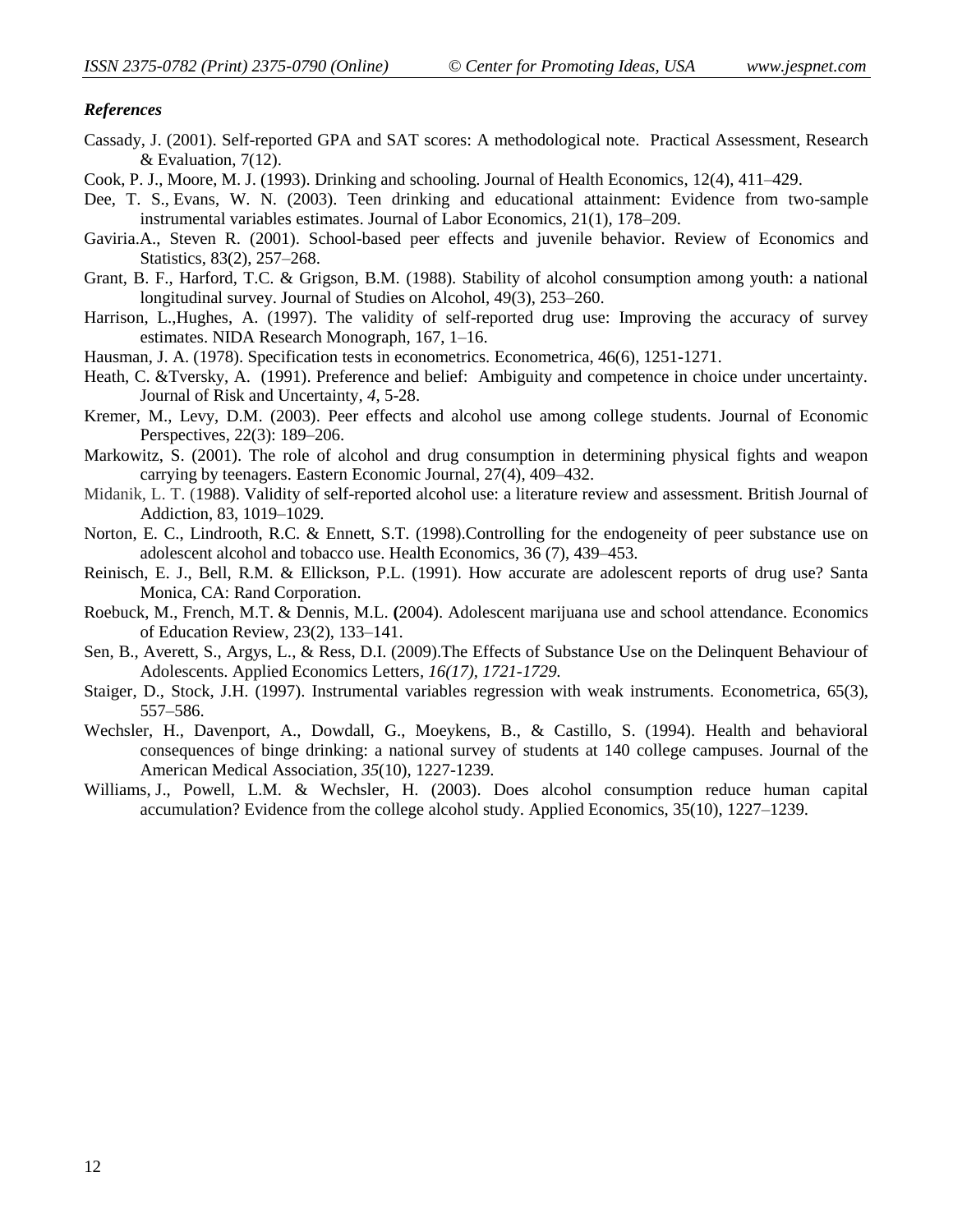***References***

Cassady, J. (2001). Self-reported GPA and SAT scores: A methodological note. Practical Assessment, Research & Evaluation, 7(12).

Cook, P. J., Moore, M. J. (1993). Drinking and schooling. Journal of Health Economics, 12(4), 411–429.

Dee, T. S., Evans, W. N. (2003). Teen drinking and educational attainment: Evidence from two-sample instrumental variables estimates. Journal of Labor Economics, 21(1), 178–209.

Gaviria.A., Steven R. (2001). School-based peer effects and juvenile behavior. Review of Economics and Statistics, 83(2), 257–268.

Grant, B. F., Harford, T.C. & Grigson, B.M. (1988). Stability of alcohol consumption among youth: a national longitudinal survey. Journal of Studies on Alcohol, 49(3), 253–260.

Harrison, L.,Hughes, A. (1997). The validity of self-reported drug use: Improving the accuracy of survey estimates. NIDA Research Monograph, 167, 1–16.

Hausman, J. A. (1978). Specification tests in econometrics. Econometrica, 46(6), 1251-1271.

Heath, C. &Tversky, A. (1991). Preference and belief: Ambiguity and competence in choice under uncertainty. Journal of Risk and Uncertainty, *4*, 5-28.

Kremer, M., Levy, D.M. (2003). Peer effects and alcohol use among college students. Journal of Economic Perspectives, 22(3): 189–206.

Markowitz, S. (2001). The role of alcohol and drug consumption in determining physical fights and weapon carrying by teenagers. Eastern Economic Journal, 27(4), 409–432.

Midanik, L. T. (1988). Validity of self-reported alcohol use: a literature review and assessment. British Journal of Addiction, 83, 1019–1029.

Norton, E. C., Lindrooth, R.C. & Ennett, S.T. (1998).Controlling for the endogeneity of peer substance use on adolescent alcohol and tobacco use. Health Economics, 36 (7), 439–453.

Reinisch, E. J., Bell, R.M. & Ellickson, P.L. (1991). How accurate are adolescent reports of drug use? Santa Monica, CA: Rand Corporation.

Roebuck, M., French, M.T. & Dennis, M.L. **(**2004). Adolescent marijuana use and school attendance. Economics of Education Review, 23(2), 133–141.

Sen, B., Averett, S., Argys, L., & Ress, D.I. (2009).The Effects of Substance Use on the Delinquent Behaviour of Adolescents. Applied Economics Letters, *16(17), 1721-1729.*

Staiger, D., Stock, J.H. (1997). Instrumental variables regression with weak instruments. Econometrica, 65(3), 557–586.

Wechsler, H., Davenport, A., Dowdall, G., Moeykens, B., & Castillo, S. (1994). Health and behavioral consequences of binge drinking: a national survey of students at 140 college campuses. Journal of the American Medical Association, *35*(10), 1227-1239.

Williams, J., Powell, L.M. & Wechsler, H. (2003). Does alcohol consumption reduce human capital accumulation? Evidence from the college alcohol study. Applied Economics, 35(10), 1227–1239.